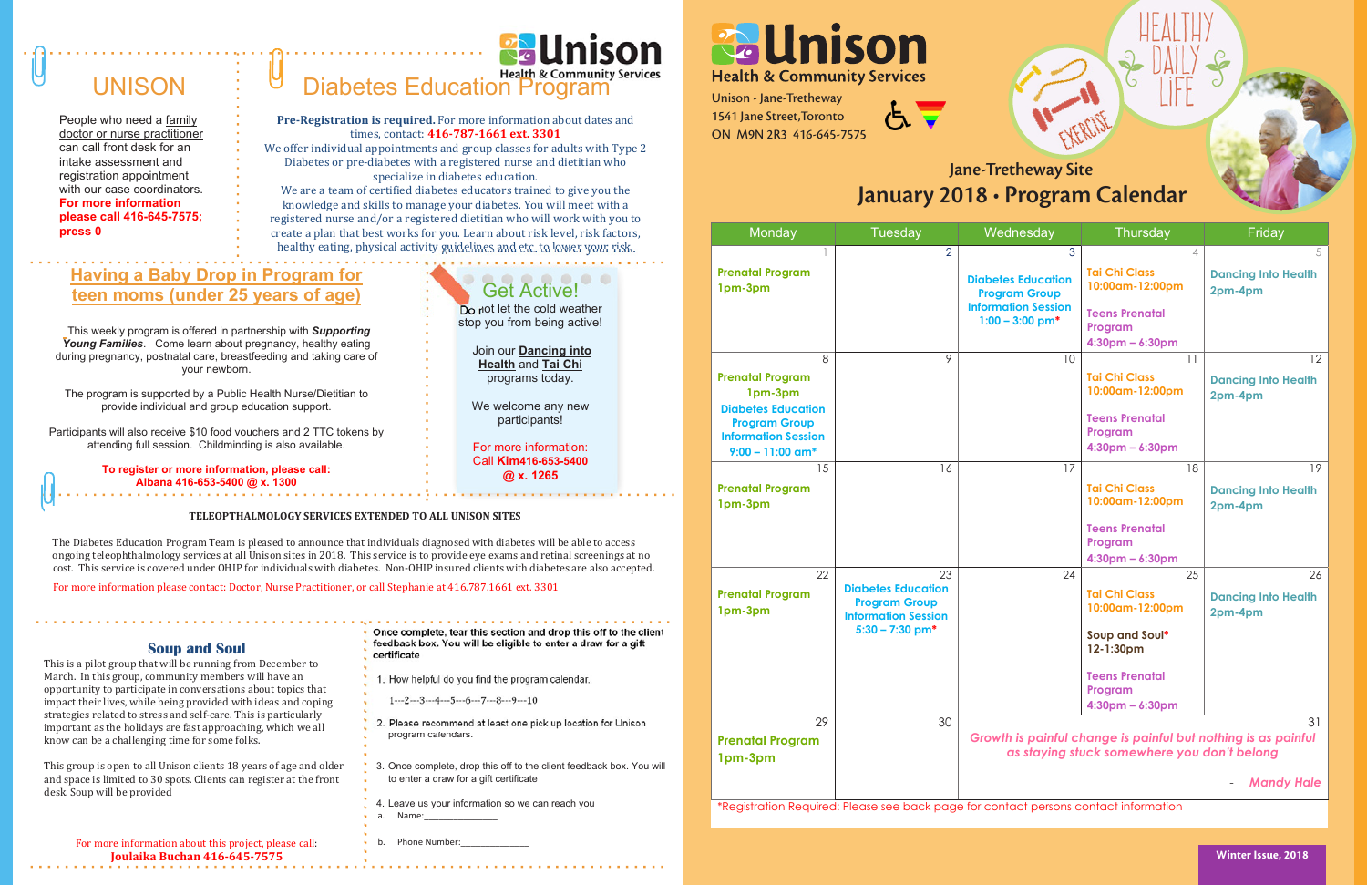## UNISON

People who need a family doctor or nurse practitioner can call front desk for an intake assessment and registration appointment with our case coordinators. **For more information please call 416-645-7575; press 0**

## Diabetes Education Program

**Unison Health & Community Services**

**Pre-Registration is required.** For more information about dates and times, contact: **416-787-1661 ext. 3301**

We offer individual appointments and group classes for adults with Type 2 Diabetes or pre-diabetes with a registered nurse and dietitian who specialize in diabetes education.

We are a team of certified diabetes educators trained to give you the knowledge and skills to manage your diabetes. You will meet with a registered nurse and/or a registered dietitian who will work with you to create a plan that best works for you. Learn about risk level, risk factors, healthy eating, physical activity guidelines and etc to lower your risk.

## Having a Baby Drop in Program for teen moms (under 25 years of age)

This weekly program is offered in partnership with ***Supporting Young Families***. Come learn about pregnancy, healthy eating during pregnancy, postnatal care, breastfeeding and taking care of your newborn.

The program is supported by a Public Health Nurse/Dietitian to provide individual and group education support.

Participants will also receive $10 food vouchers and 2 TTC tokens by attending full session. Childminding is also available.

**To register or more information, please call: Albana 416-653-5400 @ x. 1300**

## Get Active!

Do not let the cold weather stop you from being active!

Join our **Dancing into Health** and **Tai Chi** programs today.

We welcome any new participants!

For more information: Call **Kim416-653-5400 @ x. 1265**

### TELEOPTHALMOLOGY SERVICES EXTENDED TO ALL UNISON SITES

The Diabetes Education Program Team is pleased to announce that individuals diagnosed with diabetes will be able to access ongoing teleophthalmology services at all Unison sites in 2018. This service is to provide eye exams and retinal screenings at no cost. This service is covered under OHIP for individuals with diabetes. Non-OHIP insured clients with diabetes are also accepted.

For more information please contact: Doctor, Nurse Practitioner, or call Stephanie at 416.787.1661 ext. 3301

## Soup and Soul

This is a pilot group that will be running from December to March. In this group, community members will have an opportunity to participate in conversations about topics that impact their lives, while being provided with ideas and coping strategies related to stress and self-care. This is particularly important as the holidays are fast approaching, which we all know can be a challenging time for some folks.

This group is open to all Unison clients 18 years of age and older and space is limited to 30 spots. Clients can register at the front desk. Soup will be provided

For more information about this project, please call: **Joulaika Buchan 416-645-7575**

Once complete, tear this section and drop this off to the client feedback box. You will be eligible to enter a draw for a gift certificate

1. How helpful do you find the program calendar.

   1---2---3---4---5---6---7---8---9---10

2. Please recommend at least one pick up location for Unison program calendars.

3. Once complete, drop this off to the client feedback box. You will to enter a draw for a gift certificate

4. Leave us your information so we can reach you

   a. Name:_______________

   b. Phone Number:_______________

---

# Unison Health & Community Services

Unison - Jane-Tretheway
1541 Jane Street,Toronto
ON M9N 2R3 416-645-7575

HEALTHY DAILY LIFE

EXERCISE

## Jane-Tretheway Site
## January 2018 • Program Calendar

| Monday | Tuesday | Wednesday | Thursday | Friday |
|---|---|---|---|---|
| 1<br>Prenatal Program<br>1pm-3pm | 2 | 3<br>Diabetes Education Program Group Information Session<br>1:00 – 3:00 pm* | 4<br>Tai Chi Class<br>10:00am-12:00pm<br>Teens Prenatal Program<br>4:30pm – 6:30pm | 5<br>Dancing Into Health<br>2pm-4pm |
| 8<br>Prenatal Program<br>1pm-3pm<br>Diabetes Education Program Group Information Session<br>9:00 – 11:00 am* | 9 | 10 | 11<br>Tai Chi Class<br>10:00am-12:00pm<br>Teens Prenatal Program<br>4:30pm – 6:30pm | 12<br>Dancing Into Health<br>2pm-4pm |
| 15<br>Prenatal Program<br>1pm-3pm | 16 | 17 | 18<br>Tai Chi Class<br>10:00am-12:00pm<br>Teens Prenatal Program<br>4:30pm – 6:30pm | 19<br>Dancing Into Health<br>2pm-4pm |
| 22<br>Prenatal Program<br>1pm-3pm | 23<br>Diabetes Education Program Group Information Session<br>5:30 – 7:30 pm* | 24 | 25<br>Tai Chi Class<br>10:00am-12:00pm<br>Soup and Soul*<br>12-1:30pm<br>Teens Prenatal Program<br>4:30pm – 6:30pm | 26<br>Dancing Into Health<br>2pm-4pm |
| 29<br>Prenatal Program<br>1pm-3pm | 30 | 31<br>*Growth is painful change is painful but nothing is as painful as staying stuck somewhere you don't belong*<br>- *Mandy Hale* | | |

*Registration Required: Please see back page for contact persons contact information

Winter Issue, 2018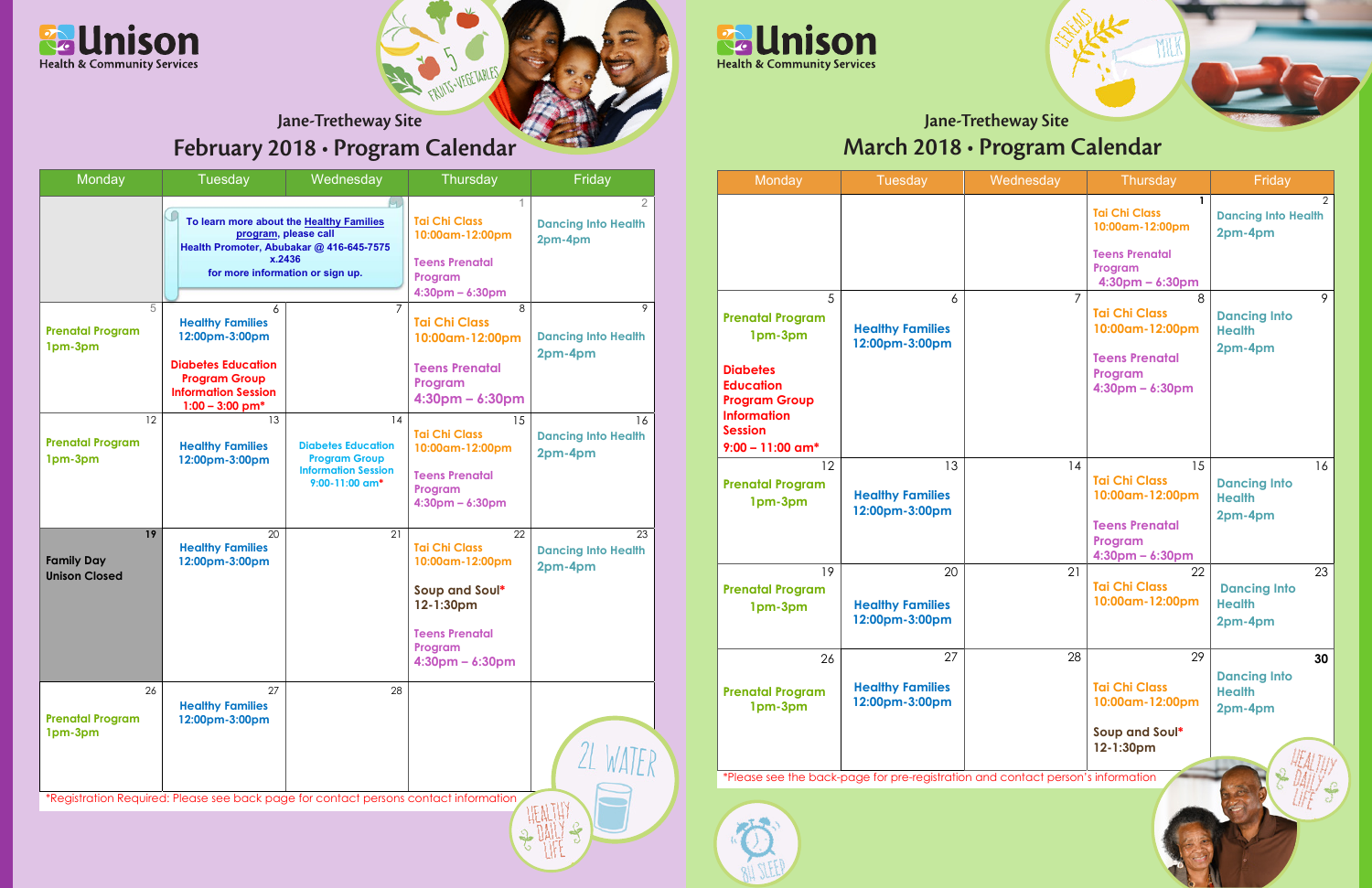## Unison Health & Community Services

### Jane-Tretheway Site

# February 2018 • Program Calendar

| Monday | Tuesday | Wednesday | Thursday | Friday |
|---|---|---|---|---|
| | To learn more about the Healthy Families program, please call Health Promoter, Abubakar @ 416-645-7575 x.2436 for more information or sign up. | | 1<br>Tai Chi Class<br>10:00am-12:00pm<br>Teens Prenatal Program<br>4:30pm – 6:30pm | 2<br>Dancing Into Health<br>2pm-4pm |
| 5<br>Prenatal Program<br>1pm-3pm | 6<br>Healthy Families<br>12:00pm-3:00pm<br>Diabetes Education Program Group Information Session<br>1:00 – 3:00 pm* | 7 | 8<br>Tai Chi Class<br>10:00am-12:00pm<br>Teens Prenatal Program<br>4:30pm – 6:30pm | 9<br>Dancing Into Health<br>2pm-4pm |
| 12<br>Prenatal Program<br>1pm-3pm | 13<br>Healthy Families<br>12:00pm-3:00pm | 14<br>Diabetes Education Program Group Information Session<br>9:00-11:00 am* | 15<br>Tai Chi Class<br>10:00am-12:00pm<br>Teens Prenatal Program<br>4:30pm – 6:30pm | 16<br>Dancing Into Health<br>2pm-4pm |
| 19<br>Family Day<br>Unison Closed | 20<br>Healthy Families<br>12:00pm-3:00pm | 21 | 22<br>Tai Chi Class<br>10:00am-12:00pm<br>Soup and Soul*<br>12-1:30pm<br>Teens Prenatal Program<br>4:30pm – 6:30pm | 23<br>Dancing Into Health<br>2pm-4pm |
| 26<br>Prenatal Program<br>1pm-3pm | 27<br>Healthy Families<br>12:00pm-3:00pm | 28 | | |

*Registration Required: Please see back page for contact persons contact information

## Unison Health & Community Services

### Jane-Tretheway Site

# March 2018 • Program Calendar

| Monday | Tuesday | Wednesday | Thursday | Friday |
|---|---|---|---|---|
| | | | 1<br>Tai Chi Class<br>10:00am-12:00pm<br>Teens Prenatal Program<br>4:30pm – 6:30pm | 2<br>Dancing Into Health<br>2pm-4pm |
| 5<br>Prenatal Program<br>1pm-3pm<br>Diabetes Education Program Group Information Session<br>9:00 – 11:00 am* | 6<br>Healthy Families<br>12:00pm-3:00pm | 7 | 8<br>Tai Chi Class<br>10:00am-12:00pm<br>Teens Prenatal Program<br>4:30pm – 6:30pm | 9<br>Dancing Into Health<br>2pm-4pm |
| 12<br>Prenatal Program<br>1pm-3pm | 13<br>Healthy Families<br>12:00pm-3:00pm | 14 | 15<br>Tai Chi Class<br>10:00am-12:00pm<br>Teens Prenatal Program<br>4:30pm – 6:30pm | 16<br>Dancing Into Health<br>2pm-4pm |
| 19<br>Prenatal Program<br>1pm-3pm | 20<br>Healthy Families<br>12:00pm-3:00pm | 21 | 22<br>Tai Chi Class<br>10:00am-12:00pm | 23<br>Dancing Into Health<br>2pm-4pm |
| 26<br>Prenatal Program<br>1pm-3pm | 27<br>Healthy Families<br>12:00pm-3:00pm | 28 | 29<br>Tai Chi Class<br>10:00am-12:00pm<br>Soup and Soul*<br>12-1:30pm | 30<br>Dancing Into Health<br>2pm-4pm |

*Please see the back-page for pre-registration and contact person's information